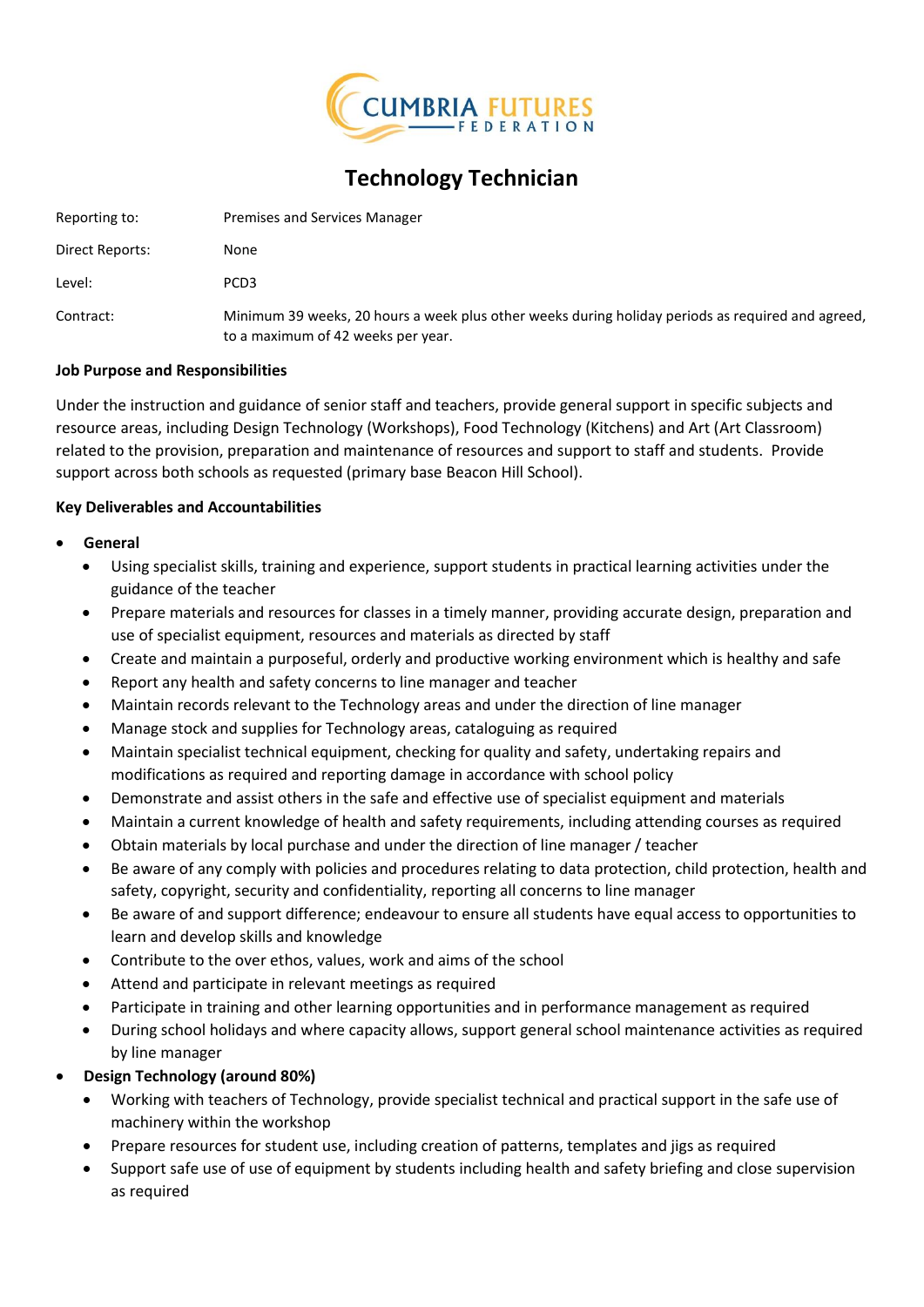CUMBRIA FUTURES FEDERATION

# Technology Technician

| | |
|---|---|
| Reporting to: | Premises and Services Manager |
| Direct Reports: | None |
| Level: | PCD3 |
| Contract: | Minimum 39 weeks, 20 hours a week plus other weeks during holiday periods as required and agreed, to a maximum of 42 weeks per year. |

**Job Purpose and Responsibilities**

Under the instruction and guidance of senior staff and teachers, provide general support in specific subjects and resource areas, including Design Technology (Workshops), Food Technology (Kitchens) and Art (Art Classroom) related to the provision, preparation and maintenance of resources and support to staff and students. Provide support across both schools as requested (primary base Beacon Hill School).

**Key Deliverables and Accountabilities**

- **General**
  - Using specialist skills, training and experience, support students in practical learning activities under the guidance of the teacher
  - Prepare materials and resources for classes in a timely manner, providing accurate design, preparation and use of specialist equipment, resources and materials as directed by staff
  - Create and maintain a purposeful, orderly and productive working environment which is healthy and safe
  - Report any health and safety concerns to line manager and teacher
  - Maintain records relevant to the Technology areas and under the direction of line manager
  - Manage stock and supplies for Technology areas, cataloguing as required
  - Maintain specialist technical equipment, checking for quality and safety, undertaking repairs and modifications as required and reporting damage in accordance with school policy
  - Demonstrate and assist others in the safe and effective use of specialist equipment and materials
  - Maintain a current knowledge of health and safety requirements, including attending courses as required
  - Obtain materials by local purchase and under the direction of line manager / teacher
  - Be aware of any comply with policies and procedures relating to data protection, child protection, health and safety, copyright, security and confidentiality, reporting all concerns to line manager
  - Be aware of and support difference; endeavour to ensure all students have equal access to opportunities to learn and develop skills and knowledge
  - Contribute to the over ethos, values, work and aims of the school
  - Attend and participate in relevant meetings as required
  - Participate in training and other learning opportunities and in performance management as required
  - During school holidays and where capacity allows, support general school maintenance activities as required by line manager
- **Design Technology (around 80%)**
  - Working with teachers of Technology, provide specialist technical and practical support in the safe use of machinery within the workshop
  - Prepare resources for student use, including creation of patterns, templates and jigs as required
  - Support safe use of use of equipment by students including health and safety briefing and close supervision as required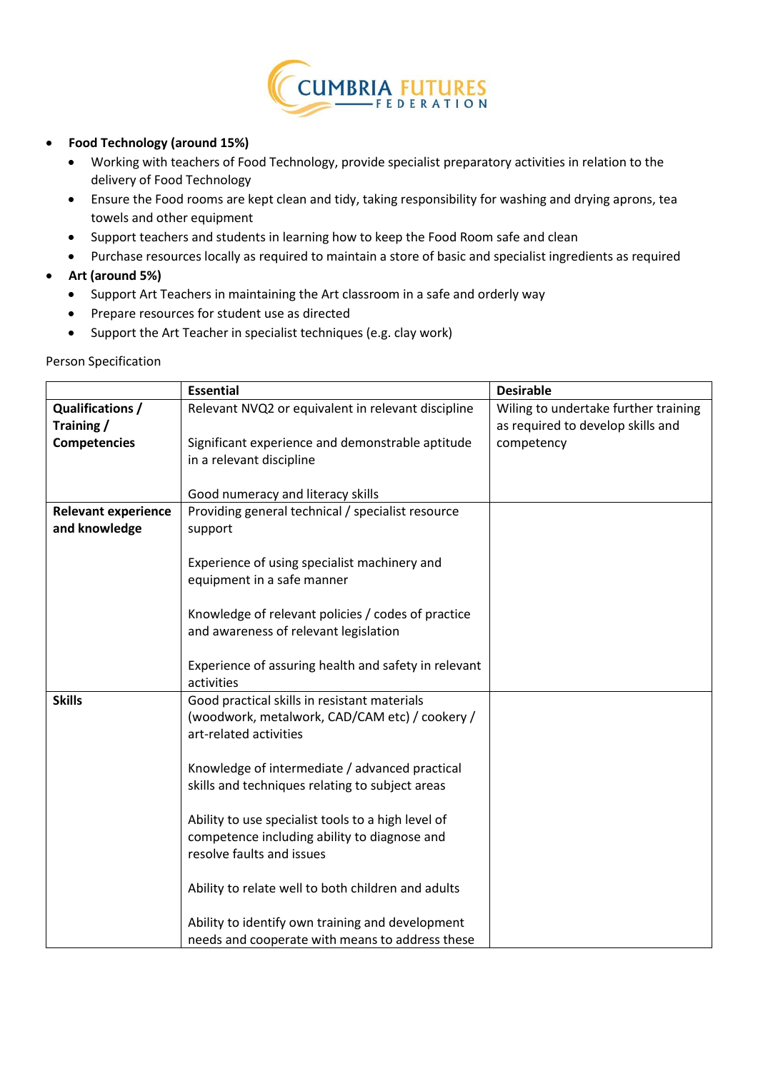- **Food Technology (around 15%)**
  - Working with teachers of Food Technology, provide specialist preparatory activities in relation to the delivery of Food Technology
  - Ensure the Food rooms are kept clean and tidy, taking responsibility for washing and drying aprons, tea towels and other equipment
  - Support teachers and students in learning how to keep the Food Room safe and clean
  - Purchase resources locally as required to maintain a store of basic and specialist ingredients as required
- **Art (around 5%)**
  - Support Art Teachers in maintaining the Art classroom in a safe and orderly way
  - Prepare resources for student use as directed
  - Support the Art Teacher in specialist techniques (e.g. clay work)

Person Specification

| | **Essential** | **Desirable** |
|---|---|---|
| **Qualifications / Training / Competencies** | Relevant NVQ2 or equivalent in relevant discipline<br><br>Significant experience and demonstrable aptitude in a relevant discipline<br><br>Good numeracy and literacy skills | Wiling to undertake further training as required to develop skills and competency |
| **Relevant experience and knowledge** | Providing general technical / specialist resource support<br><br>Experience of using specialist machinery and equipment in a safe manner<br><br>Knowledge of relevant policies / codes of practice and awareness of relevant legislation<br><br>Experience of assuring health and safety in relevant activities | |
| **Skills** | Good practical skills in resistant materials (woodwork, metalwork, CAD/CAM etc) / cookery / art-related activities<br><br>Knowledge of intermediate / advanced practical skills and techniques relating to subject areas<br><br>Ability to use specialist tools to a high level of competence including ability to diagnose and resolve faults and issues<br><br>Ability to relate well to both children and adults<br><br>Ability to identify own training and development needs and cooperate with means to address these | |